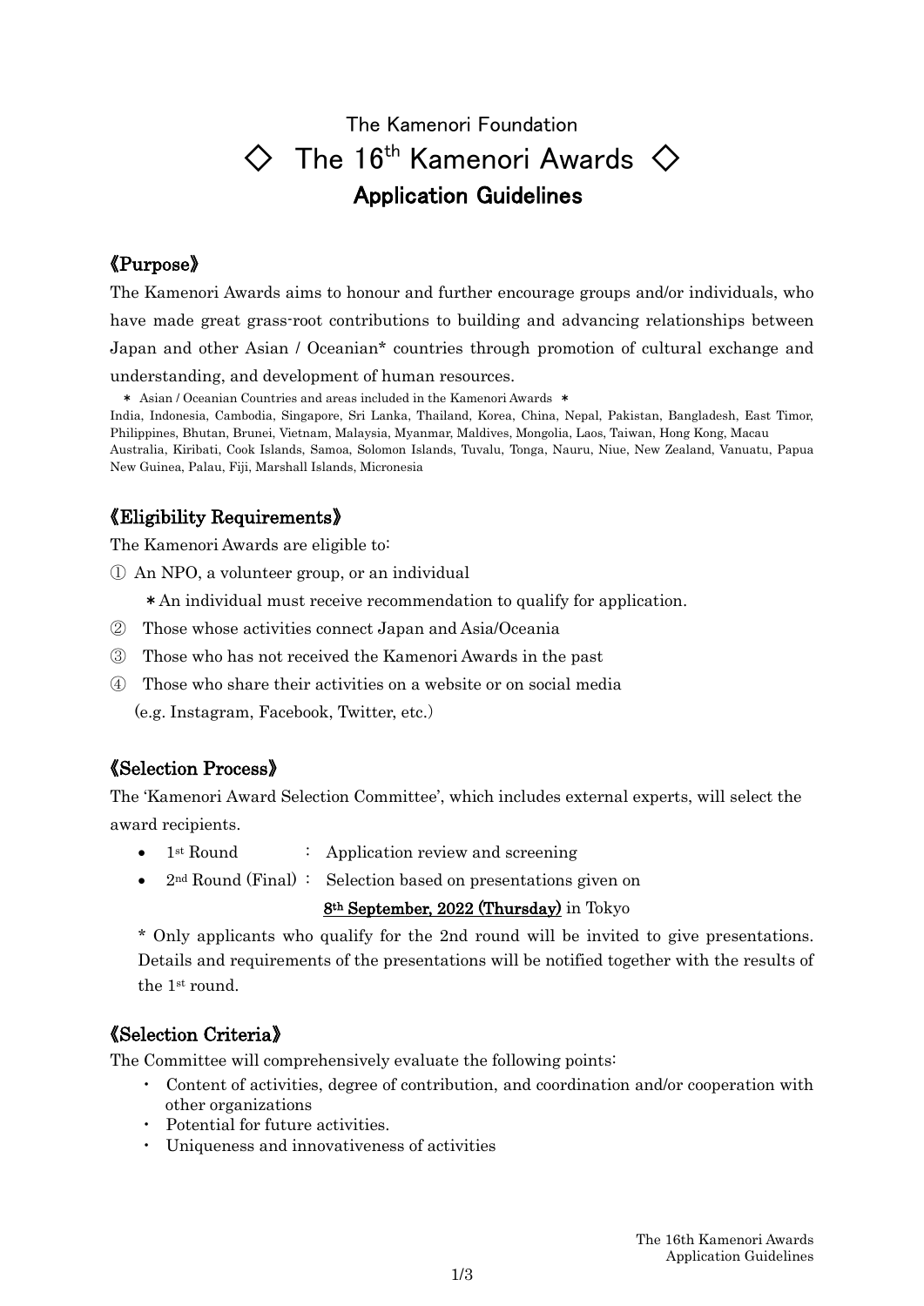The Kamenori Foundation

# ◇ The 16th Kamenori Awards ◇

## Application Guidelines

### 《Purpose》

The Kamenori Awards aims to honour and further encourage groups and/or individuals, who have made great grass-root contributions to building and advancing relationships between Japan and other Asian / Oceanian* countries through promotion of cultural exchange and understanding, and development of human resources.

＊ Asian / Oceanian Countries and areas included in the Kamenori Awards ＊

India, Indonesia, Cambodia, Singapore, Sri Lanka, Thailand, Korea, China, Nepal, Pakistan, Bangladesh, East Timor, Philippines, Bhutan, Brunei, Vietnam, Malaysia, Myanmar, Maldives, Mongolia, Laos, Taiwan, Hong Kong, Macau
Australia, Kiribati, Cook Islands, Samoa, Solomon Islands, Tuvalu, Tonga, Nauru, Niue, New Zealand, Vanuatu, Papua New Guinea, Palau, Fiji, Marshall Islands, Micronesia

### 《Eligibility Requirements》

The Kamenori Awards are eligible to:

① An NPO, a volunteer group, or an individual
　＊An individual must receive recommendation to qualify for application.

② Those whose activities connect Japan and Asia/Oceania

③ Those who has not received the Kamenori Awards in the past

④ Those who share their activities on a website or on social media
　(e.g. Instagram, Facebook, Twitter, etc.)

### 《Selection Process》

The 'Kamenori Award Selection Committee', which includes external experts, will select the award recipients.

- 1st Round　　　：Application review and screening
- 2nd Round (Final)：Selection based on presentations given on **8th September, 2022 (Thursday)** in Tokyo

\* Only applicants who qualify for the 2nd round will be invited to give presentations. Details and requirements of the presentations will be notified together with the results of the 1st round.

### 《Selection Criteria》

The Committee will comprehensively evaluate the following points:

- Content of activities, degree of contribution, and coordination and/or cooperation with other organizations
- Potential for future activities.
- Uniqueness and innovativeness of activities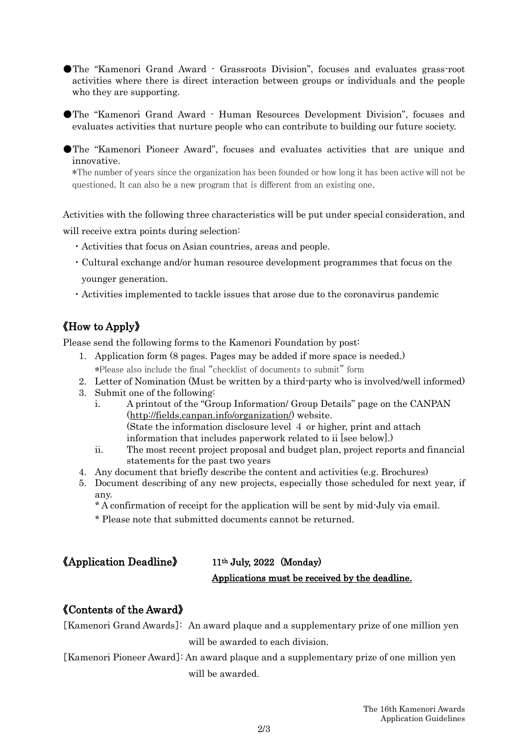- ●The "Kamenori Grand Award - Grassroots Division", focuses and evaluates grass-root activities where there is direct interaction between groups or individuals and the people who they are supporting.

- ●The "Kamenori Grand Award - Human Resources Development Division", focuses and evaluates activities that nurture people who can contribute to building our future society.

- ●The "Kamenori Pioneer Award", focuses and evaluates activities that are unique and innovative.
  *The number of years since the organization has been founded or how long it has been active will not be questioned. It can also be a new program that is different from an existing one.

Activities with the following three characteristics will be put under special consideration, and will receive extra points during selection:

- ・Activities that focus on Asian countries, areas and people.
- ・Cultural exchange and/or human resource development programmes that focus on the younger generation.
- ・Activities implemented to tackle issues that arose due to the coronavirus pandemic

## 《How to Apply》

Please send the following forms to the Kamenori Foundation by post:

1. Application form (8 pages. Pages may be added if more space is needed.)
   *Please also include the final "checklist of documents to submit" form
2. Letter of Nomination (Must be written by a third-party who is involved/well informed)
3. Submit one of the following:
   1. A printout of the "Group Information/ Group Details" page on the CANPAN (http://fields.canpan.info/organization/) website.
      (State the information disclosure level 4 or higher, print and attach information that includes paperwork related to ii [see below].)
   2. The most recent project proposal and budget plan, project reports and financial statements for the past two years
4. Any document that briefly describe the content and activities (e.g. Brochures)
5. Document describing of any new projects, especially those scheduled for next year, if any.
   * A confirmation of receipt for the application will be sent by mid-July via email.
   * Please note that submitted documents cannot be returned.

## 《Application Deadline》 11th July, 2022 (Monday)

**Applications must be received by the deadline.**

## 《Contents of the Award》

[Kamenori Grand Awards]: An award plaque and a supplementary prize of one million yen will be awarded to each division.

[Kamenori Pioneer Award]: An award plaque and a supplementary prize of one million yen will be awarded.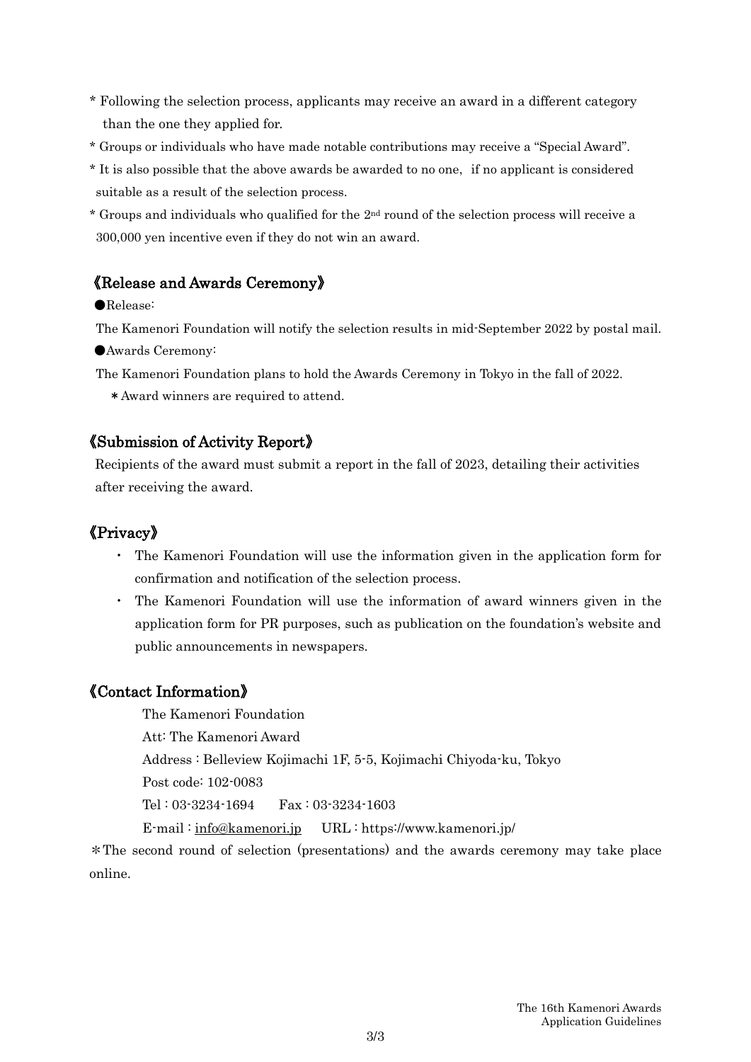* Following the selection process, applicants may receive an award in a different category than the one they applied for.

* Groups or individuals who have made notable contributions may receive a "Special Award".

* It is also possible that the above awards be awarded to no one, if no applicant is considered suitable as a result of the selection process.

* Groups and individuals who qualified for the 2nd round of the selection process will receive a 300,000 yen incentive even if they do not win an award.

## 《Release and Awards Ceremony》

●Release:

The Kamenori Foundation will notify the selection results in mid-September 2022 by postal mail.

●Awards Ceremony:

The Kamenori Foundation plans to hold the Awards Ceremony in Tokyo in the fall of 2022.

＊Award winners are required to attend.

## 《Submission of Activity Report》

Recipients of the award must submit a report in the fall of 2023, detailing their activities after receiving the award.

## 《Privacy》

- The Kamenori Foundation will use the information given in the application form for confirmation and notification of the selection process.
- The Kamenori Foundation will use the information of award winners given in the application form for PR purposes, such as publication on the foundation's website and public announcements in newspapers.

## 《Contact Information》

The Kamenori Foundation
Att: The Kamenori Award
Address : Belleview Kojimachi 1F, 5-5, Kojimachi Chiyoda-ku, Tokyo
Post code: 102-0083
Tel : 03-3234-1694　　Fax : 03-3234-1603
E-mail : info@kamenori.jp　　URL : https://www.kamenori.jp/

＊The second round of selection (presentations) and the awards ceremony may take place online.